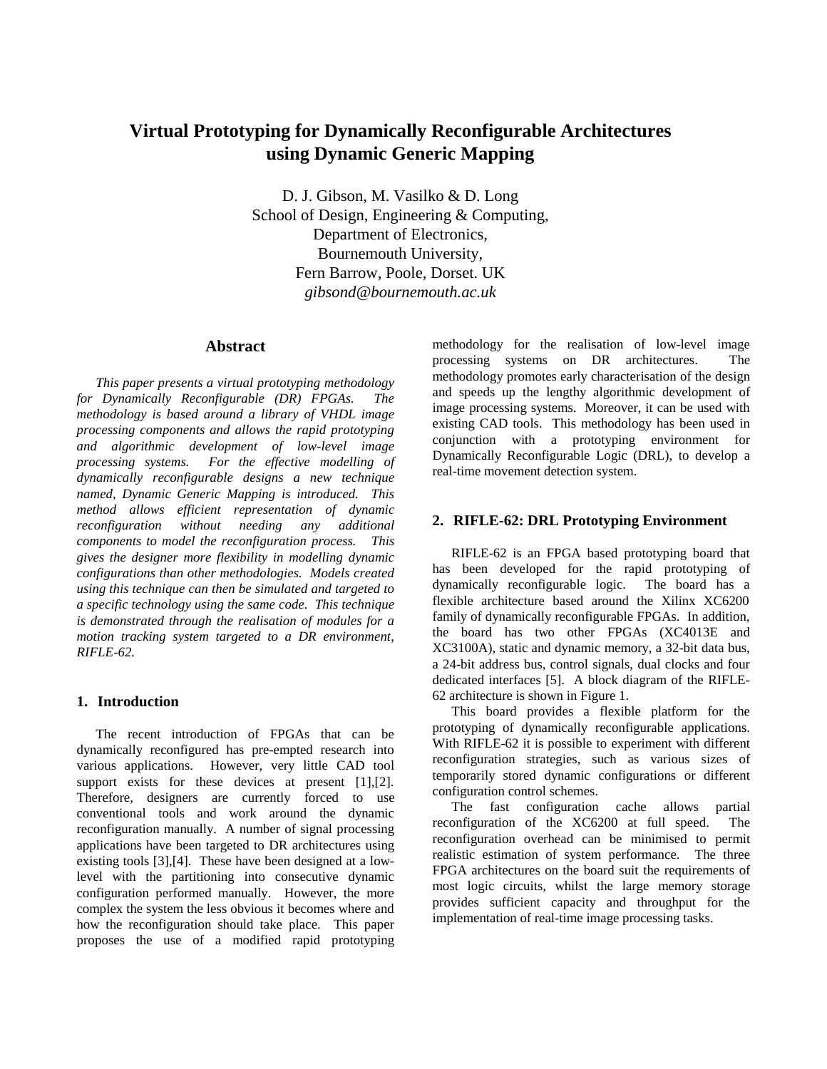# Virtual Prototyping for Dynamically Reconfigurable Architectures using Dynamic Generic Mapping

D. J. Gibson, M. Vasilko & D. Long
School of Design, Engineering & Computing,
Department of Electronics,
Bournemouth University,
Fern Barrow, Poole, Dorset. UK
*gibsond@bournemouth.ac.uk*

## Abstract

*This paper presents a virtual prototyping methodology for Dynamically Reconfigurable (DR) FPGAs. The methodology is based around a library of VHDL image processing components and allows the rapid prototyping and algorithmic development of low-level image processing systems. For the effective modelling of dynamically reconfigurable designs a new technique named, Dynamic Generic Mapping is introduced. This method allows efficient representation of dynamic reconfiguration without needing any additional components to model the reconfiguration process. This gives the designer more flexibility in modelling dynamic configurations than other methodologies. Models created using this technique can then be simulated and targeted to a specific technology using the same code. This technique is demonstrated through the realisation of modules for a motion tracking system targeted to a DR environment, RIFLE-62.*

## 1. Introduction

The recent introduction of FPGAs that can be dynamically reconfigured has pre-empted research into various applications. However, very little CAD tool support exists for these devices at present [1],[2]. Therefore, designers are currently forced to use conventional tools and work around the dynamic reconfiguration manually. A number of signal processing applications have been targeted to DR architectures using existing tools [3],[4]. These have been designed at a low-level with the partitioning into consecutive dynamic configuration performed manually. However, the more complex the system the less obvious it becomes where and how the reconfiguration should take place. This paper proposes the use of a modified rapid prototyping methodology for the realisation of low-level image processing systems on DR architectures. The methodology promotes early characterisation of the design and speeds up the lengthy algorithmic development of image processing systems. Moreover, it can be used with existing CAD tools. This methodology has been used in conjunction with a prototyping environment for Dynamically Reconfigurable Logic (DRL), to develop a real-time movement detection system.

## 2. RIFLE-62: DRL Prototyping Environment

RIFLE-62 is an FPGA based prototyping board that has been developed for the rapid prototyping of dynamically reconfigurable logic. The board has a flexible architecture based around the Xilinx XC6200 family of dynamically reconfigurable FPGAs. In addition, the board has two other FPGAs (XC4013E and XC3100A), static and dynamic memory, a 32-bit data bus, a 24-bit address bus, control signals, dual clocks and four dedicated interfaces [5]. A block diagram of the RIFLE-62 architecture is shown in Figure 1.

This board provides a flexible platform for the prototyping of dynamically reconfigurable applications. With RIFLE-62 it is possible to experiment with different reconfiguration strategies, such as various sizes of temporarily stored dynamic configurations or different configuration control schemes.

The fast configuration cache allows partial reconfiguration of the XC6200 at full speed. The reconfiguration overhead can be minimised to permit realistic estimation of system performance. The three FPGA architectures on the board suit the requirements of most logic circuits, whilst the large memory storage provides sufficient capacity and throughput for the implementation of real-time image processing tasks.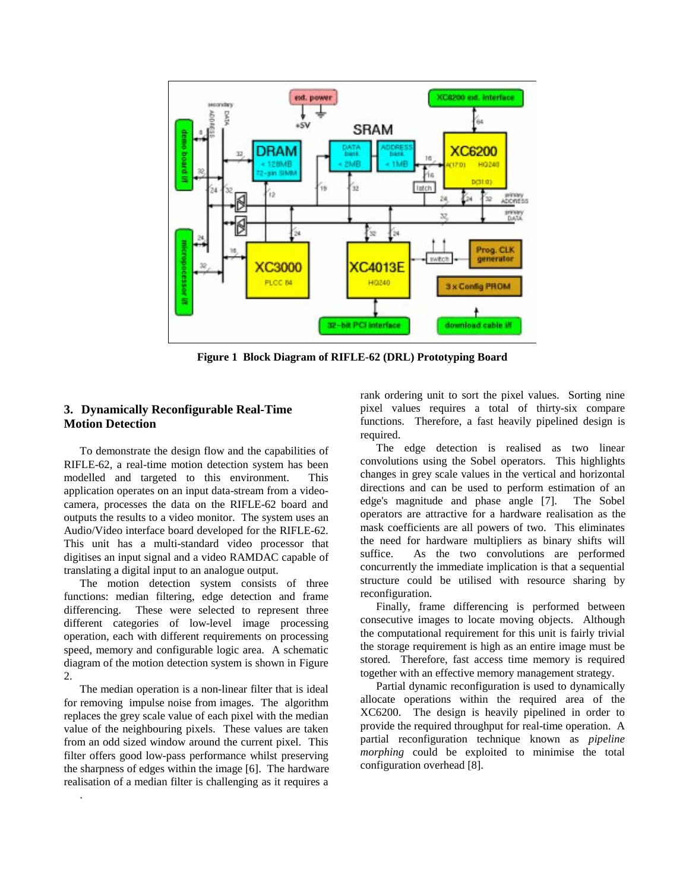**Figure 1 Block Diagram of RIFLE-62 (DRL) Prototyping Board**

## 3. Dynamically Reconfigurable Real-Time Motion Detection

To demonstrate the design flow and the capabilities of RIFLE-62, a real-time motion detection system has been modelled and targeted to this environment. This application operates on an input data-stream from a video-camera, processes the data on the RIFLE-62 board and outputs the results to a video monitor. The system uses an Audio/Video interface board developed for the RIFLE-62. This unit has a multi-standard video processor that digitises an input signal and a video RAMDAC capable of translating a digital input to an analogue output.

The motion detection system consists of three functions: median filtering, edge detection and frame differencing. These were selected to represent three different categories of low-level image processing operation, each with different requirements on processing speed, memory and configurable logic area. A schematic diagram of the motion detection system is shown in Figure 2.

The median operation is a non-linear filter that is ideal for removing impulse noise from images. The algorithm replaces the grey scale value of each pixel with the median value of the neighbouring pixels. These values are taken from an odd sized window around the current pixel. This filter offers good low-pass performance whilst preserving the sharpness of edges within the image [6]. The hardware realisation of a median filter is challenging as it requires a rank ordering unit to sort the pixel values. Sorting nine pixel values requires a total of thirty-six compare functions. Therefore, a fast heavily pipelined design is required.

The edge detection is realised as two linear convolutions using the Sobel operators. This highlights changes in grey scale values in the vertical and horizontal directions and can be used to perform estimation of an edge's magnitude and phase angle [7]. The Sobel operators are attractive for a hardware realisation as the mask coefficients are all powers of two. This eliminates the need for hardware multipliers as binary shifts will suffice. As the two convolutions are performed concurrently the immediate implication is that a sequential structure could be utilised with resource sharing by reconfiguration.

Finally, frame differencing is performed between consecutive images to locate moving objects. Although the computational requirement for this unit is fairly trivial the storage requirement is high as an entire image must be stored. Therefore, fast access time memory is required together with an effective memory management strategy.

Partial dynamic reconfiguration is used to dynamically allocate operations within the required area of the XC6200. The design is heavily pipelined in order to provide the required throughput for real-time operation. A partial reconfiguration technique known as *pipeline morphing* could be exploited to minimise the total configuration overhead [8].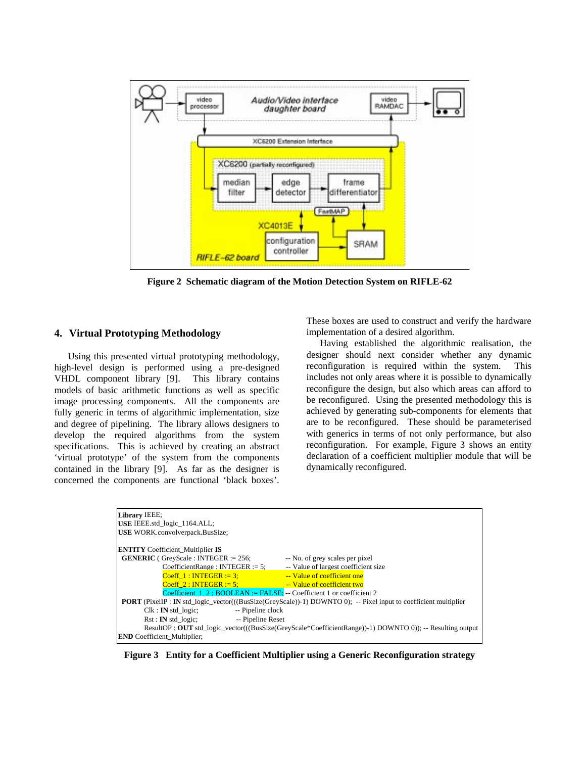**Figure 2 Schematic diagram of the Motion Detection System on RIFLE-62**

## 4. Virtual Prototyping Methodology

Using this presented virtual prototyping methodology, high-level design is performed using a pre-designed VHDL component library [9]. This library contains models of basic arithmetic functions as well as specific image processing components. All the components are fully generic in terms of algorithmic implementation, size and degree of pipelining. The library allows designers to develop the required algorithms from the system specifications. This is achieved by creating an abstract 'virtual prototype' of the system from the components contained in the library [9]. As far as the designer is concerned the components are functional 'black boxes'. These boxes are used to construct and verify the hardware implementation of a desired algorithm.

Having established the algorithmic realisation, the designer should next consider whether any dynamic reconfiguration is required within the system. This includes not only areas where it is possible to dynamically reconfigure the design, but also which areas can afford to be reconfigured. Using the presented methodology this is achieved by generating sub-components for elements that are to be reconfigured. These should be parameterised with generics in terms of not only performance, but also reconfiguration. For example, Figure 3 shows an entity declaration of a coefficient multiplier module that will be dynamically reconfigured.

```
Library IEEE;
USE IEEE.std_logic_1164.ALL;
USE WORK.convolverpack.BusSize;

ENTITY Coefficient_Multiplier IS
 GENERIC ( GreyScale : INTEGER := 256;          -- No. of grey scales per pixel
           CoefficientRange : INTEGER := 5;      -- Value of largest coefficient size
           Coeff_1 : INTEGER := 3;               -- Value of coefficient one
           Coeff_2 : INTEGER := 5;               -- Value of coefficient two
           Coefficient_1_2 : BOOLEAN := FALSE; -- Coefficient 1 or coefficient 2
 PORT (PixelIP : IN std_logic_vector(((BusSize(GreyScale))-1) DOWNTO 0);  -- Pixel input to coefficient multiplier
       Clk : IN std_logic;              -- Pipeline clock
       Rst : IN std_logic;              -- Pipeline Reset
       ResultOP : OUT std_logic_vector(((BusSize(GreyScale*CoefficientRange))-1) DOWNTO 0)); -- Resulting output
END Coefficient_Multiplier;
```

**Figure 3 Entity for a Coefficient Multiplier using a Generic Reconfiguration strategy**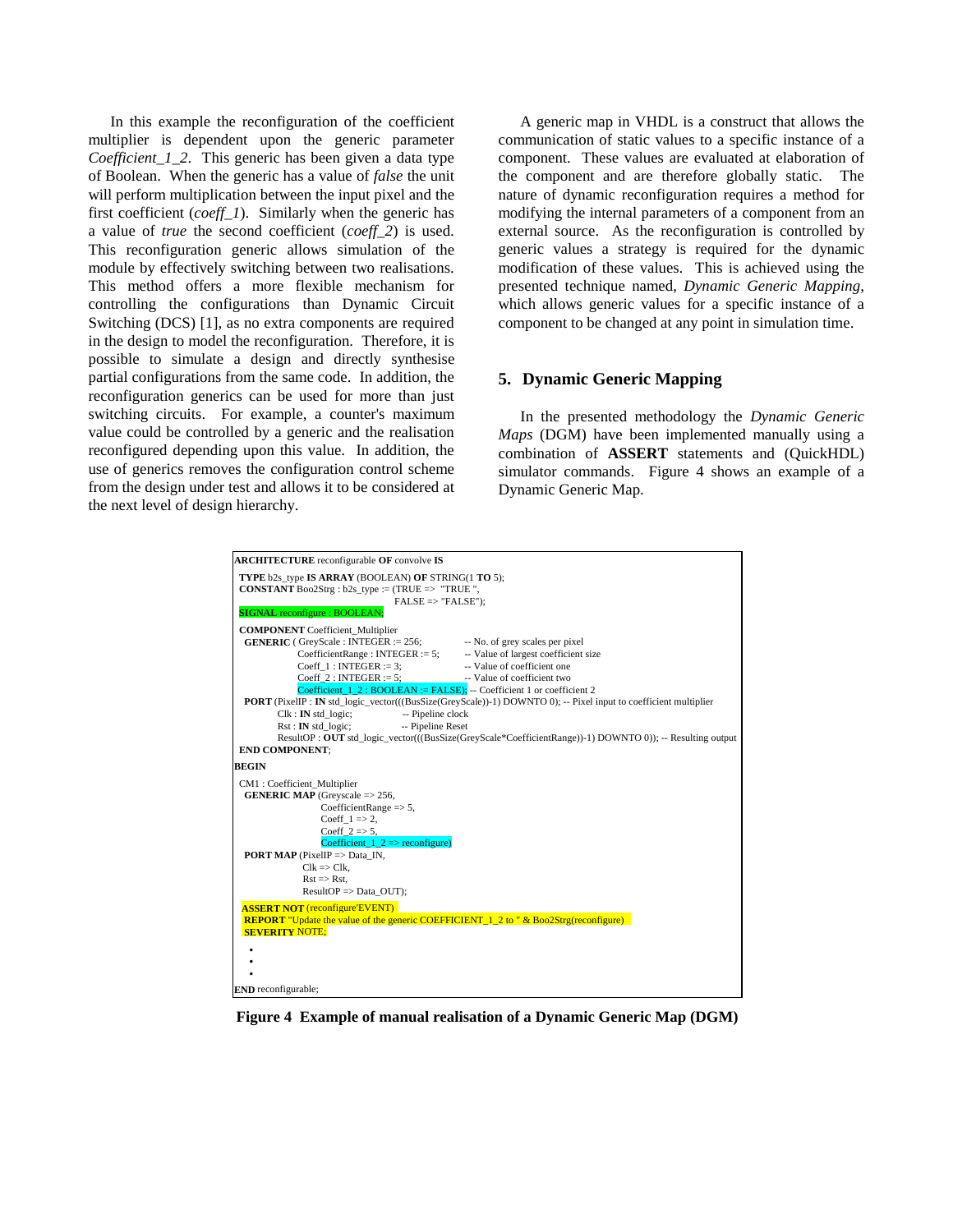In this example the reconfiguration of the coefficient multiplier is dependent upon the generic parameter *Coefficient_1_2*. This generic has been given a data type of Boolean. When the generic has a value of *false* the unit will perform multiplication between the input pixel and the first coefficient (*coeff_1*). Similarly when the generic has a value of *true* the second coefficient (*coeff_2*) is used. This reconfiguration generic allows simulation of the module by effectively switching between two realisations. This method offers a more flexible mechanism for controlling the configurations than Dynamic Circuit Switching (DCS) [1], as no extra components are required in the design to model the reconfiguration. Therefore, it is possible to simulate a design and directly synthesise partial configurations from the same code. In addition, the reconfiguration generics can be used for more than just switching circuits. For example, a counter's maximum value could be controlled by a generic and the realisation reconfigured depending upon this value. In addition, the use of generics removes the configuration control scheme from the design under test and allows it to be considered at the next level of design hierarchy.

A generic map in VHDL is a construct that allows the communication of static values to a specific instance of a component. These values are evaluated at elaboration of the component and are therefore globally static. The nature of dynamic reconfiguration requires a method for modifying the internal parameters of a component from an external source. As the reconfiguration is controlled by generic values a strategy is required for the dynamic modification of these values. This is achieved using the presented technique named, *Dynamic Generic Mapping*, which allows generic values for a specific instance of a component to be changed at any point in simulation time.

## 5. Dynamic Generic Mapping

In the presented methodology the *Dynamic Generic Maps* (DGM) have been implemented manually using a combination of **ASSERT** statements and (QuickHDL) simulator commands. Figure 4 shows an example of a Dynamic Generic Map.

```
ARCHITECTURE reconfigurable OF convolve IS
 TYPE b2s_type IS ARRAY (BOOLEAN) OF STRING(1 TO 5);
 CONSTANT Boo2Strg : b2s_type := (TRUE =>  "TRUE ",
                                  FALSE => "FALSE");
 SIGNAL reconfigure : BOOLEAN;

 COMPONENT Coefficient_Multiplier
  GENERIC ( GreyScale : INTEGER := 256;          -- No. of grey scales per pixel
            CoefficientRange : INTEGER := 5;     -- Value of largest coefficient size
            Coeff_1 : INTEGER := 3;              -- Value of coefficient one
            Coeff_2 : INTEGER := 5;              -- Value of coefficient two
            Coefficient_1_2 : BOOLEAN := FALSE); -- Coefficient 1 or coefficient 2
  PORT (PixelIP : IN std_logic_vector(((BusSize(GreyScale))-1) DOWNTO 0); -- Pixel input to coefficient multiplier
        Clk : IN std_logic;              -- Pipeline clock
        Rst : IN std_logic;              -- Pipeline Reset
        ResultOP : OUT std_logic_vector(((BusSize(GreyScale*CoefficientRange))-1) DOWNTO 0)); -- Resulting output
 END COMPONENT;
BEGIN
 CM1 : Coefficient_Multiplier
  GENERIC MAP (Greyscale => 256,
               CoefficientRange => 5,
               Coeff_1 => 2,
               Coeff_2 => 5,
               Coefficient_1_2 => reconfigure)
  PORT MAP (PixelIP => Data_IN,
            Clk => Clk,
            Rst => Rst,
            ResultOP => Data_OUT);

  ASSERT NOT (reconfigure'EVENT)
   REPORT "Update the value of the generic COEFFICIENT_1_2 to " & Boo2Strg(reconfigure)
   SEVERITY NOTE;
   •
   •
   •
END reconfigurable;
```

**Figure 4 Example of manual realisation of a Dynamic Generic Map (DGM)**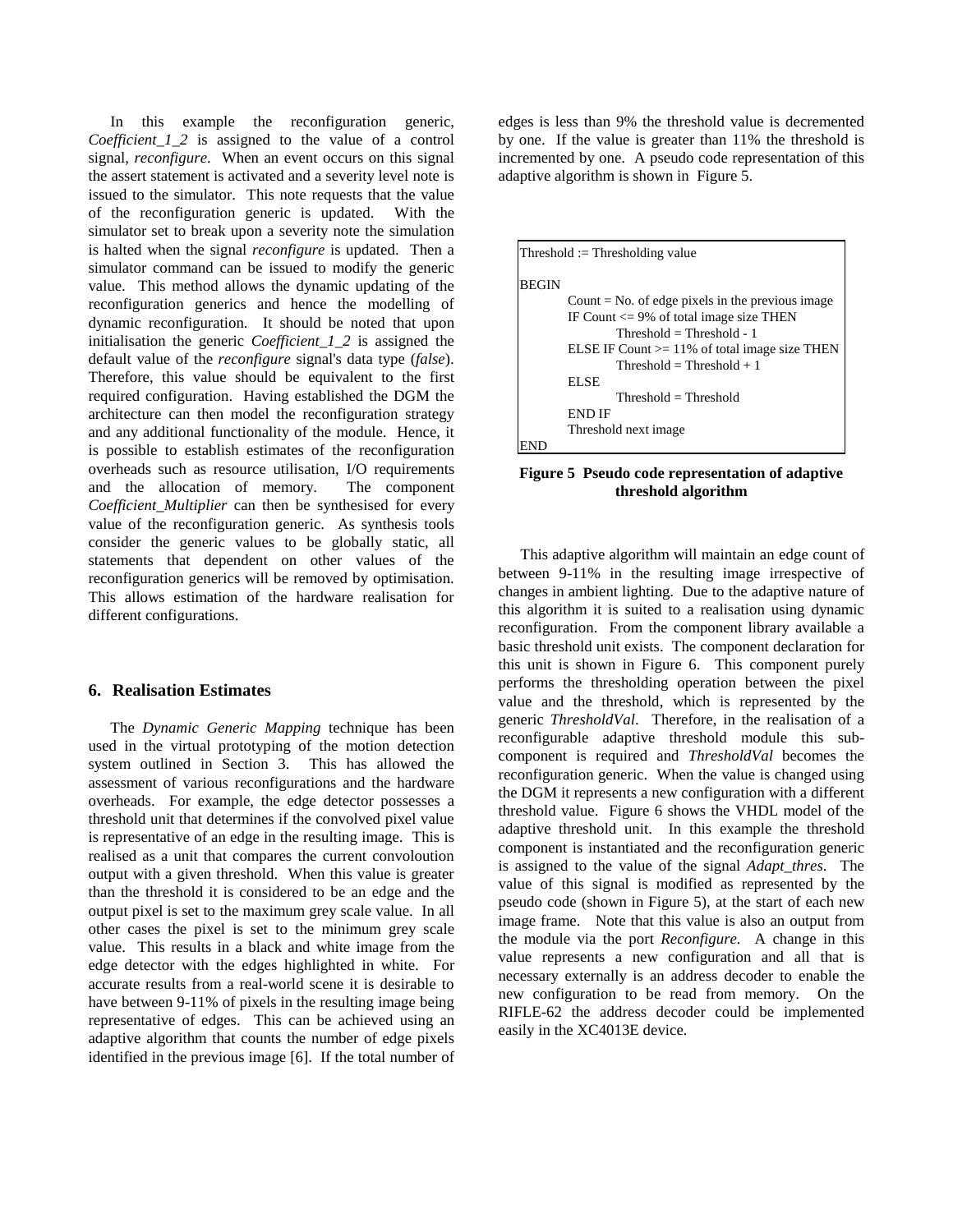In this example the reconfiguration generic, *Coefficient_1_2* is assigned to the value of a control signal, *reconfigure*. When an event occurs on this signal the assert statement is activated and a severity level note is issued to the simulator. This note requests that the value of the reconfiguration generic is updated. With the simulator set to break upon a severity note the simulation is halted when the signal *reconfigure* is updated. Then a simulator command can be issued to modify the generic value. This method allows the dynamic updating of the reconfiguration generics and hence the modelling of dynamic reconfiguration. It should be noted that upon initialisation the generic *Coefficient_1_2* is assigned the default value of the *reconfigure* signal's data type (*false*). Therefore, this value should be equivalent to the first required configuration. Having established the DGM the architecture can then model the reconfiguration strategy and any additional functionality of the module. Hence, it is possible to establish estimates of the reconfiguration overheads such as resource utilisation, I/O requirements and the allocation of memory. The component *Coefficient_Multiplier* can then be synthesised for every value of the reconfiguration generic. As synthesis tools consider the generic values to be globally static, all statements that dependent on other values of the reconfiguration generics will be removed by optimisation. This allows estimation of the hardware realisation for different configurations.

## 6. Realisation Estimates

The *Dynamic Generic Mapping* technique has been used in the virtual prototyping of the motion detection system outlined in Section 3. This has allowed the assessment of various reconfigurations and the hardware overheads. For example, the edge detector possesses a threshold unit that determines if the convolved pixel value is representative of an edge in the resulting image. This is realised as a unit that compares the current convoloution output with a given threshold. When this value is greater than the threshold it is considered to be an edge and the output pixel is set to the maximum grey scale value. In all other cases the pixel is set to the minimum grey scale value. This results in a black and white image from the edge detector with the edges highlighted in white. For accurate results from a real-world scene it is desirable to have between 9-11% of pixels in the resulting image being representative of edges. This can be achieved using an adaptive algorithm that counts the number of edge pixels identified in the previous image [6]. If the total number of edges is less than 9% the threshold value is decremented by one. If the value is greater than 11% the threshold is incremented by one. A pseudo code representation of this adaptive algorithm is shown in Figure 5.

```
Threshold := Thresholding value

BEGIN
        Count = No. of edge pixels in the previous image
        IF Count <= 9% of total image size THEN
                Threshold = Threshold - 1
        ELSE IF Count >= 11% of total image size THEN
                Threshold = Threshold + 1
        ELSE
                Threshold = Threshold
        END IF
        Threshold next image
END
```

**Figure 5 Pseudo code representation of adaptive threshold algorithm**

This adaptive algorithm will maintain an edge count of between 9-11% in the resulting image irrespective of changes in ambient lighting. Due to the adaptive nature of this algorithm it is suited to a realisation using dynamic reconfiguration. From the component library available a basic threshold unit exists. The component declaration for this unit is shown in Figure 6. This component purely performs the thresholding operation between the pixel value and the threshold, which is represented by the generic *ThresholdVal*. Therefore, in the realisation of a reconfigurable adaptive threshold module this sub-component is required and *ThresholdVal* becomes the reconfiguration generic. When the value is changed using the DGM it represents a new configuration with a different threshold value. Figure 6 shows the VHDL model of the adaptive threshold unit. In this example the threshold component is instantiated and the reconfiguration generic is assigned to the value of the signal *Adapt_thres*. The value of this signal is modified as represented by the pseudo code (shown in Figure 5), at the start of each new image frame. Note that this value is also an output from the module via the port *Reconfigure*. A change in this value represents a new configuration and all that is necessary externally is an address decoder to enable the new configuration to be read from memory. On the RIFLE-62 the address decoder could be implemented easily in the XC4013E device.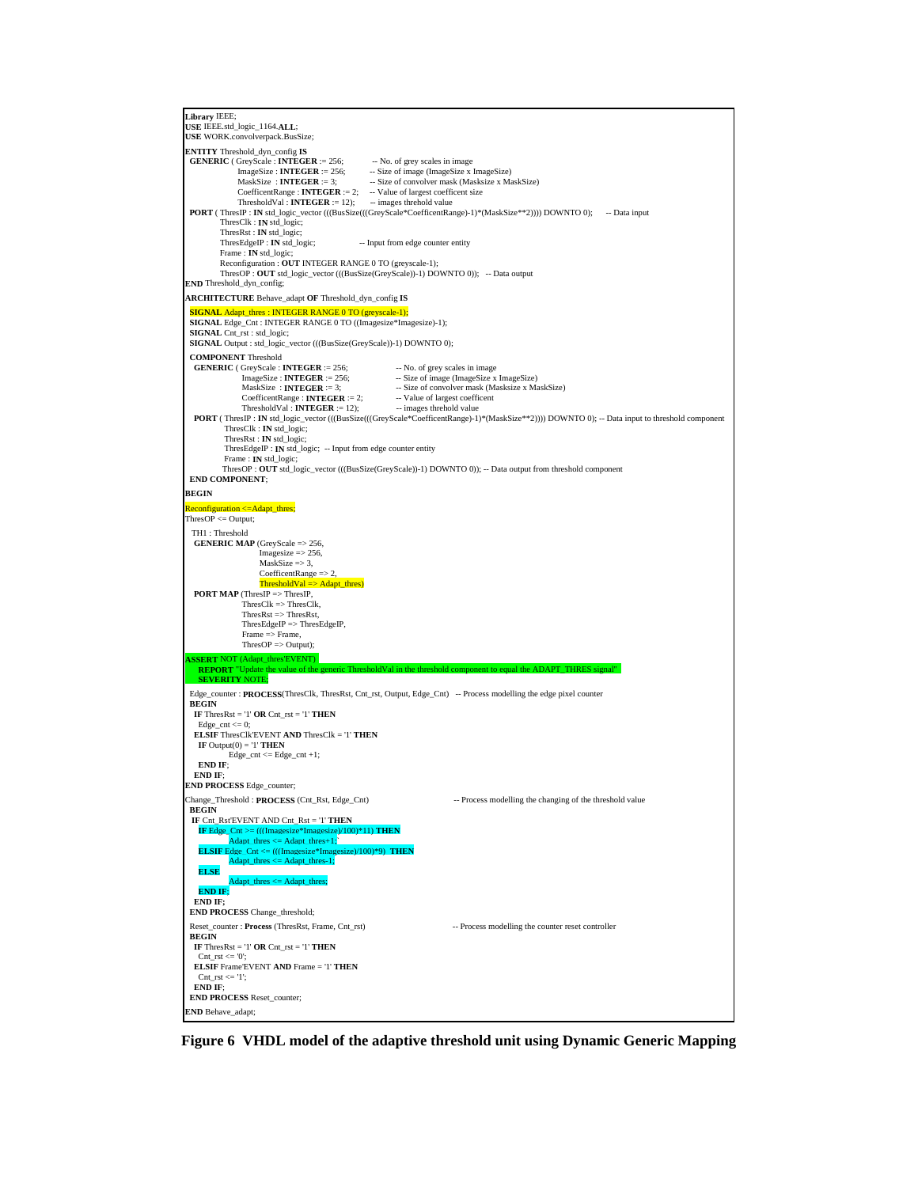```vhdl
Library IEEE;
USE IEEE.std_logic_1164.ALL;
USE WORK.convolverpack.BusSize;

ENTITY Threshold_dyn_config IS
 GENERIC ( GreyScale : INTEGER := 256;           -- No. of grey scales in image
           ImageSize : INTEGER := 256;            -- Size of image (ImageSize x ImageSize)
           MaskSize  : INTEGER := 3;              -- Size of convolver mask (Masksize x MaskSize)
           CoefficentRange : INTEGER := 2;        -- Value of largest coefficent size
           ThresholdVal : INTEGER := 12);         -- images threhold value
 PORT ( ThresIP : IN std_logic_vector (((BusSize(((GreyScale*CoefficentRange)-1)*(MaskSize**2)))) DOWNTO 0);      -- Data input
        ThresClk : IN std_logic;
        ThresRst : IN std_logic;
        ThresEdgeIP : IN std_logic;               -- Input from edge counter entity
        Frame : IN std_logic;
        Reconfiguration : OUT INTEGER RANGE 0 TO (greyscale-1);
        ThresOP : OUT std_logic_vector (((BusSize(GreyScale))-1) DOWNTO 0));   -- Data output
END Threshold_dyn_config;

ARCHITECTURE Behave_adapt OF Threshold_dyn_config IS
 SIGNAL Adapt_thres : INTEGER RANGE 0 TO (greyscale-1);
 SIGNAL Edge_Cnt : INTEGER RANGE 0 TO ((Imagesize*Imagesize)-1);
 SIGNAL Cnt_rst : std_logic;
 SIGNAL Output : std_logic_vector (((BusSize(GreyScale))-1) DOWNTO 0);

 COMPONENT Threshold
  GENERIC ( GreyScale : INTEGER := 256;                  -- No. of grey scales in image
            ImageSize : INTEGER := 256;                  -- Size of image (ImageSize x ImageSize)
            MaskSize  : INTEGER := 3;                    -- Size of convolver mask (Masksize x MaskSize)
            CoefficentRange : INTEGER := 2;              -- Value of largest coefficent
            ThresholdVal : INTEGER := 12);               -- images threhold value
  PORT ( ThresIP : IN std_logic_vector (((BusSize(((GreyScale*CoefficentRange)-1)*(MaskSize**2)))) DOWNTO 0); -- Data input to threshold component
         ThresClk : IN std_logic;
         ThresRst : IN std_logic;
         ThresEdgeIP : IN std_logic;  -- Input from edge counter entity
         Frame : IN std_logic;
         ThresOP : OUT std_logic_vector (((BusSize(GreyScale))-1) DOWNTO 0)); -- Data output from threshold component
 END COMPONENT;

BEGIN

Reconfiguration <=Adapt_thres;
ThresOP <= Output;

 TH1 : Threshold
  GENERIC MAP (GreyScale => 256,
               Imagesize => 256,
               MaskSize => 3,
               CoefficentRange => 2,
               ThresholdVal => Adapt_thres)
  PORT MAP (ThresIP => ThresIP,
            ThresClk => ThresClk,
            ThresRst => ThresRst,
            ThresEdgeIP => ThresEdgeIP,
            Frame => Frame,
            ThresOP => Output);

ASSERT NOT (Adapt_thres'EVENT)
   REPORT "Update the value of the generic ThresholdVal in the threshold component to equal the ADAPT_THRES signal"
   SEVERITY NOTE;

 Edge_counter : PROCESS(ThresClk, ThresRst, Cnt_rst, Output, Edge_Cnt)   -- Process modelling the edge pixel counter
 BEGIN
  IF ThresRst = '1' OR Cnt_rst = '1' THEN
   Edge_cnt <= 0;
  ELSIF ThresClk'EVENT AND ThresClk = '1' THEN
   IF Output(0) = '1' THEN
         Edge_cnt <= Edge_cnt +1;
   END IF;
  END IF;
END PROCESS Edge_counter;

Change_Threshold : PROCESS (Cnt_Rst, Edge_Cnt)                 -- Process modelling the changing of the threshold value
 BEGIN
  IF Cnt_Rst'EVENT AND Cnt_Rst = '1' THEN
   IF Edge_Cnt >= (((Imagesize*Imagesize)/100)*11) THEN
         Adapt_thres <= Adapt_thres+1;
   ELSIF Edge_Cnt <= (((Imagesize*Imagesize)/100)*9)  THEN
         Adapt_thres <= Adapt_thres-1;
   ELSE
         Adapt_thres <= Adapt_thres;
   END IF;
  END IF;
 END PROCESS Change_threshold;

 Reset_counter : Process (ThresRst, Frame, Cnt_rst)            -- Process modelling the counter reset controller
 BEGIN
  IF ThresRst = '1' OR Cnt_rst = '1' THEN
   Cnt_rst <= '0';
  ELSIF Frame'EVENT AND Frame = '1' THEN
   Cnt_rst <= '1';
  END IF;
 END PROCESS Reset_counter;

END Behave_adapt;
```

**Figure 6 VHDL model of the adaptive threshold unit using Dynamic Generic Mapping**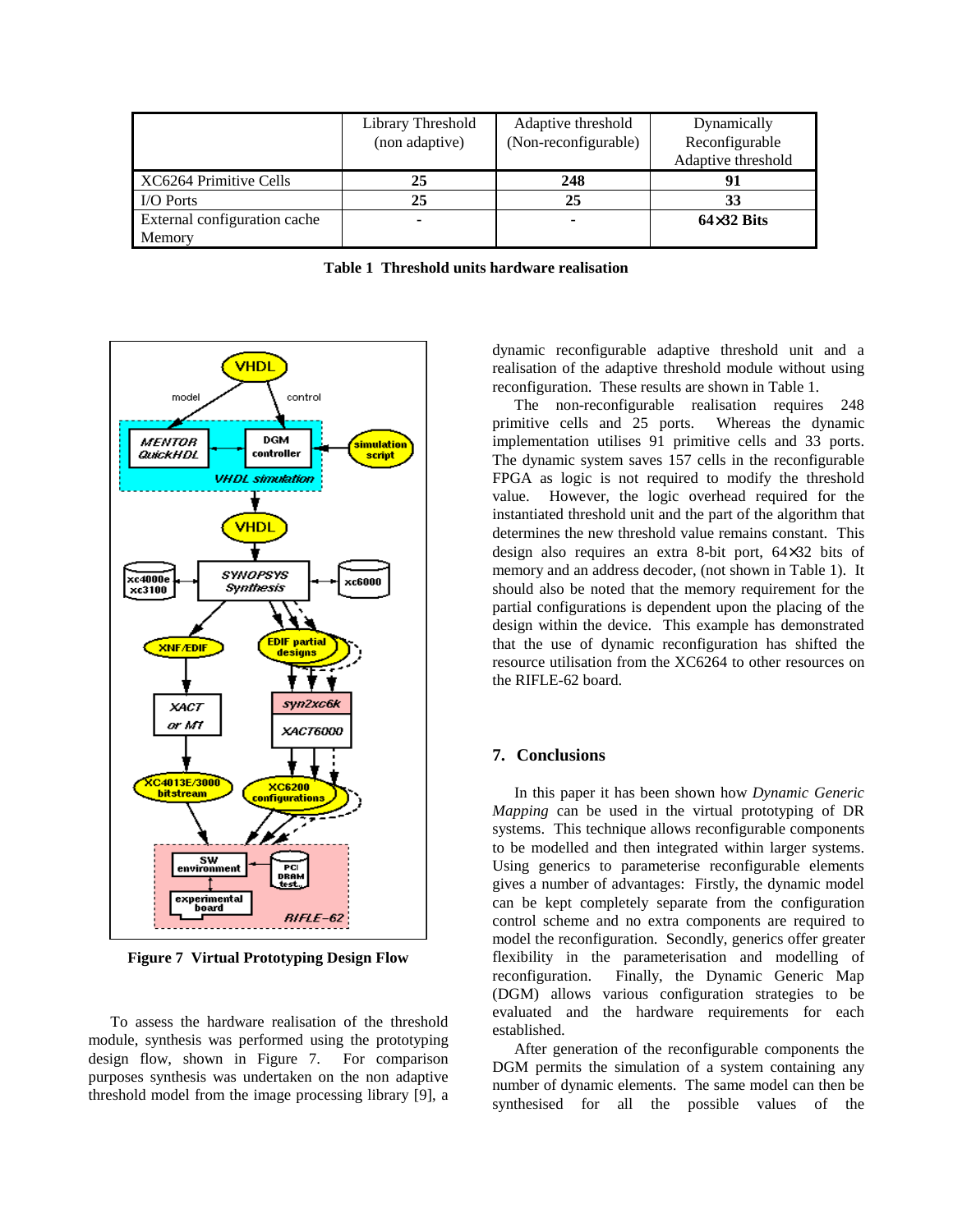| | Library Threshold (non adaptive) | Adaptive threshold (Non-reconfigurable) | Dynamically Reconfigurable Adaptive threshold |
|---|---|---|---|
| XC6264 Primitive Cells | **25** | **248** | **91** |
| I/O Ports | **25** | **25** | **33** |
| External configuration cache Memory | - | - | **64×32 Bits** |

**Table 1 Threshold units hardware realisation**

**Figure 7 Virtual Prototyping Design Flow**

To assess the hardware realisation of the threshold module, synthesis was performed using the prototyping design flow, shown in Figure 7. For comparison purposes synthesis was undertaken on the non adaptive threshold model from the image processing library [9], a dynamic reconfigurable adaptive threshold unit and a realisation of the adaptive threshold module without using reconfiguration. These results are shown in Table 1.

The non-reconfigurable realisation requires 248 primitive cells and 25 ports. Whereas the dynamic implementation utilises 91 primitive cells and 33 ports. The dynamic system saves 157 cells in the reconfigurable FPGA as logic is not required to modify the threshold value. However, the logic overhead required for the instantiated threshold unit and the part of the algorithm that determines the new threshold value remains constant. This design also requires an extra 8-bit port, 64×32 bits of memory and an address decoder, (not shown in Table 1). It should also be noted that the memory requirement for the partial configurations is dependent upon the placing of the design within the device. This example has demonstrated that the use of dynamic reconfiguration has shifted the resource utilisation from the XC6264 to other resources on the RIFLE-62 board.

## 7. Conclusions

In this paper it has been shown how *Dynamic Generic Mapping* can be used in the virtual prototyping of DR systems. This technique allows reconfigurable components to be modelled and then integrated within larger systems. Using generics to parameterise reconfigurable elements gives a number of advantages: Firstly, the dynamic model can be kept completely separate from the configuration control scheme and no extra components are required to model the reconfiguration. Secondly, generics offer greater flexibility in the parameterisation and modelling of reconfiguration. Finally, the Dynamic Generic Map (DGM) allows various configuration strategies to be evaluated and the hardware requirements for each established.

After generation of the reconfigurable components the DGM permits the simulation of a system containing any number of dynamic elements. The same model can then be synthesised for all the possible values of the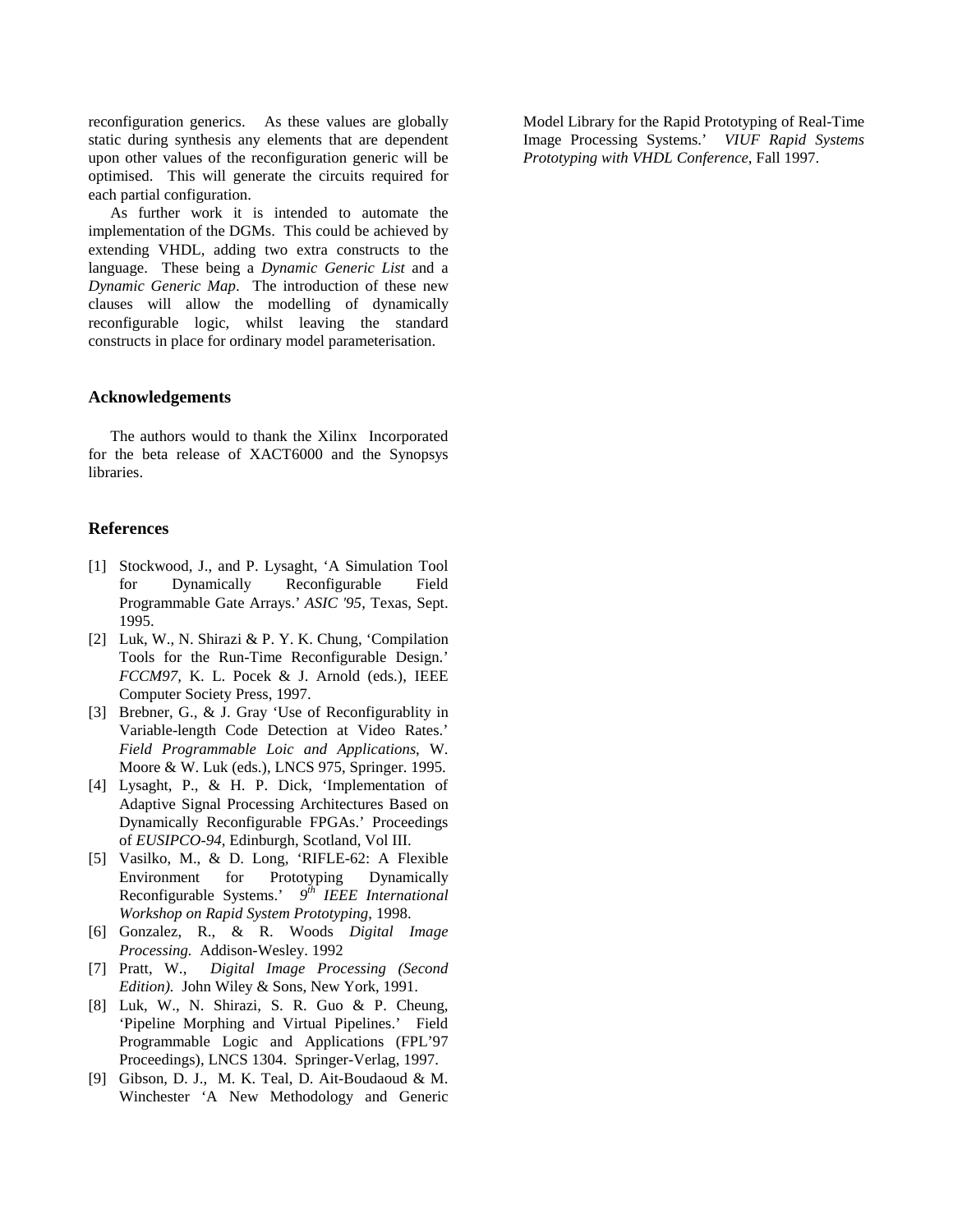reconfiguration generics. As these values are globally static during synthesis any elements that are dependent upon other values of the reconfiguration generic will be optimised. This will generate the circuits required for each partial configuration.

As further work it is intended to automate the implementation of the DGMs. This could be achieved by extending VHDL, adding two extra constructs to the language. These being a *Dynamic Generic List* and a *Dynamic Generic Map*. The introduction of these new clauses will allow the modelling of dynamically reconfigurable logic, whilst leaving the standard constructs in place for ordinary model parameterisation.

## Acknowledgements

The authors would to thank the Xilinx Incorporated for the beta release of XACT6000 and the Synopsys libraries.

## References

[1] Stockwood, J., and P. Lysaght, 'A Simulation Tool for Dynamically Reconfigurable Field Programmable Gate Arrays.' *ASIC '95*, Texas, Sept. 1995.

[2] Luk, W., N. Shirazi & P. Y. K. Chung, 'Compilation Tools for the Run-Time Reconfigurable Design.' *FCCM97*, K. L. Pocek & J. Arnold (eds.), IEEE Computer Society Press, 1997.

[3] Brebner, G., & J. Gray 'Use of Reconfigurablity in Variable-length Code Detection at Video Rates.' *Field Programmable Loic and Applications*, W. Moore & W. Luk (eds.), LNCS 975, Springer. 1995.

[4] Lysaght, P., & H. P. Dick, 'Implementation of Adaptive Signal Processing Architectures Based on Dynamically Reconfigurable FPGAs.' Proceedings of *EUSIPCO-94*, Edinburgh, Scotland, Vol III.

[5] Vasilko, M., & D. Long, 'RIFLE-62: A Flexible Environment for Prototyping Dynamically Reconfigurable Systems.' *9th IEEE International Workshop on Rapid System Prototyping*, 1998.

[6] Gonzalez, R., & R. Woods *Digital Image Processing.* Addison-Wesley. 1992

[7] Pratt, W., *Digital Image Processing (Second Edition).* John Wiley & Sons, New York, 1991.

[8] Luk, W., N. Shirazi, S. R. Guo & P. Cheung, 'Pipeline Morphing and Virtual Pipelines.' Field Programmable Logic and Applications (FPL'97 Proceedings), LNCS 1304. Springer-Verlag, 1997.

[9] Gibson, D. J., M. K. Teal, D. Ait-Boudaoud & M. Winchester 'A New Methodology and Generic Model Library for the Rapid Prototyping of Real-Time Image Processing Systems.' *VIUF Rapid Systems Prototyping with VHDL Conference*, Fall 1997.